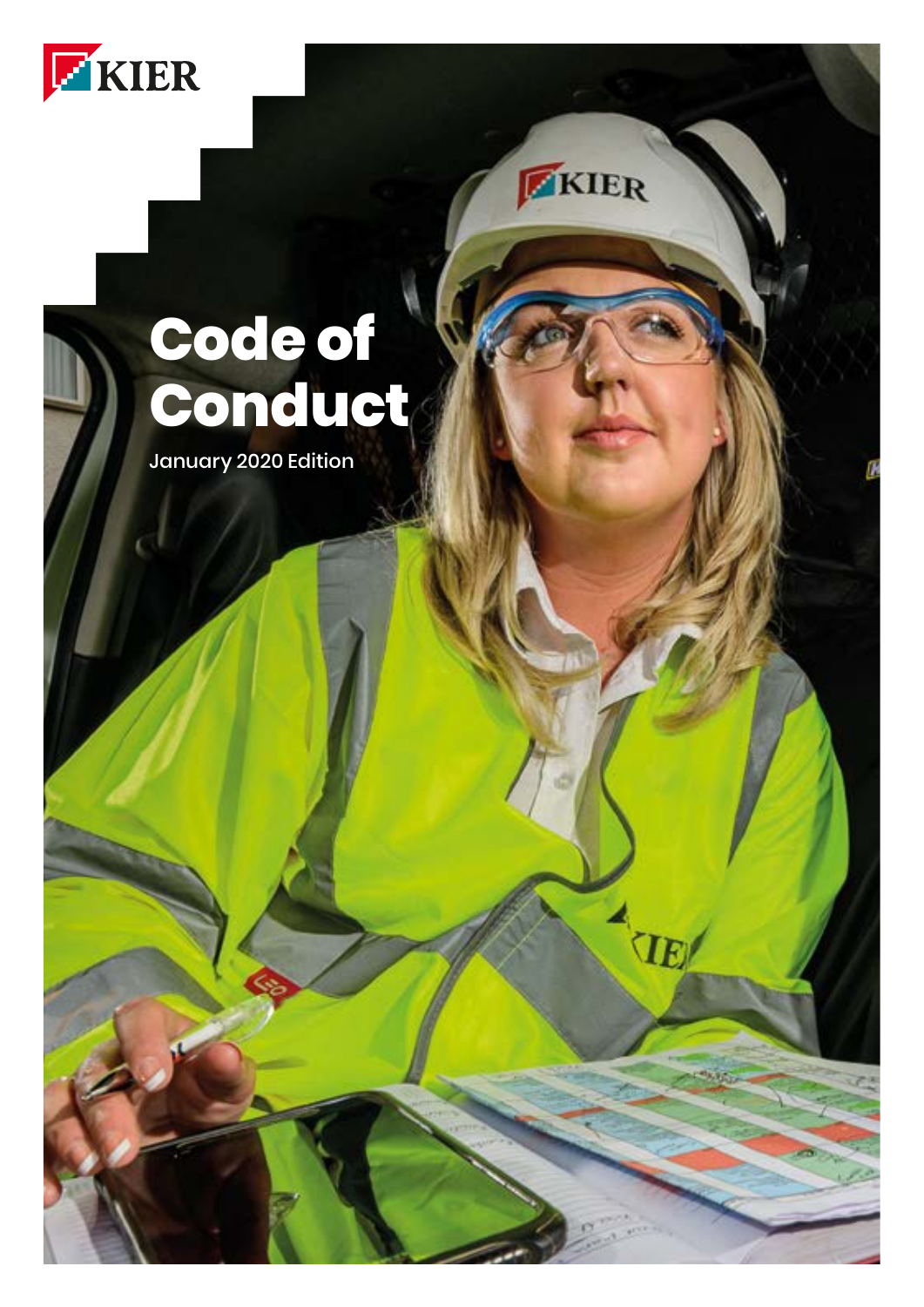KIER

# Code of Conduct

January 2020 Edition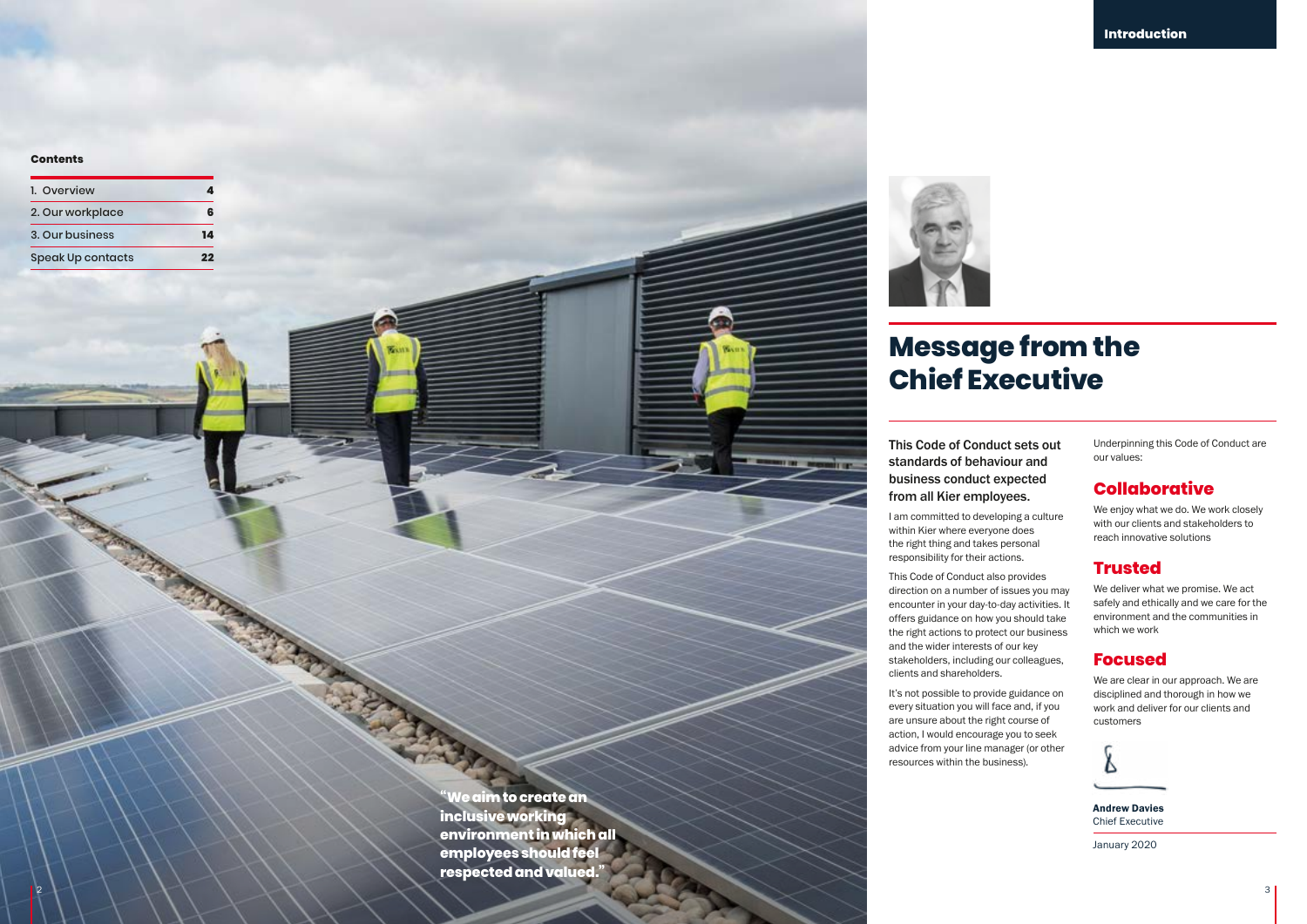**Contents**

| | |
|---|---|
| 1. Overview | 4 |
| 2. Our workplace | 6 |
| 3. Our business | 14 |
| Speak Up contacts | 22 |

"We aim to create an inclusive working environment in which all employees should feel respected and valued."

# Message from the Chief Executive

**This Code of Conduct sets out standards of behaviour and business conduct expected from all Kier employees.**

I am committed to developing a culture within Kier where everyone does the right thing and takes personal responsibility for their actions.

This Code of Conduct also provides direction on a number of issues you may encounter in your day-to-day activities. It offers guidance on how you should take the right actions to protect our business and the wider interests of our key stakeholders, including our colleagues, clients and shareholders.

It's not possible to provide guidance on every situation you will face and, if you are unsure about the right course of action, I would encourage you to seek advice from your line manager (or other resources within the business).

Underpinning this Code of Conduct are our values:

## Collaborative

We enjoy what we do. We work closely with our clients and stakeholders to reach innovative solutions

## Trusted

We deliver what we promise. We act safely and ethically and we care for the environment and the communities in which we work

## Focused

We are clear in our approach. We are disciplined and thorough in how we work and deliver for our clients and customers

**Andrew Davies**
Chief Executive

January 2020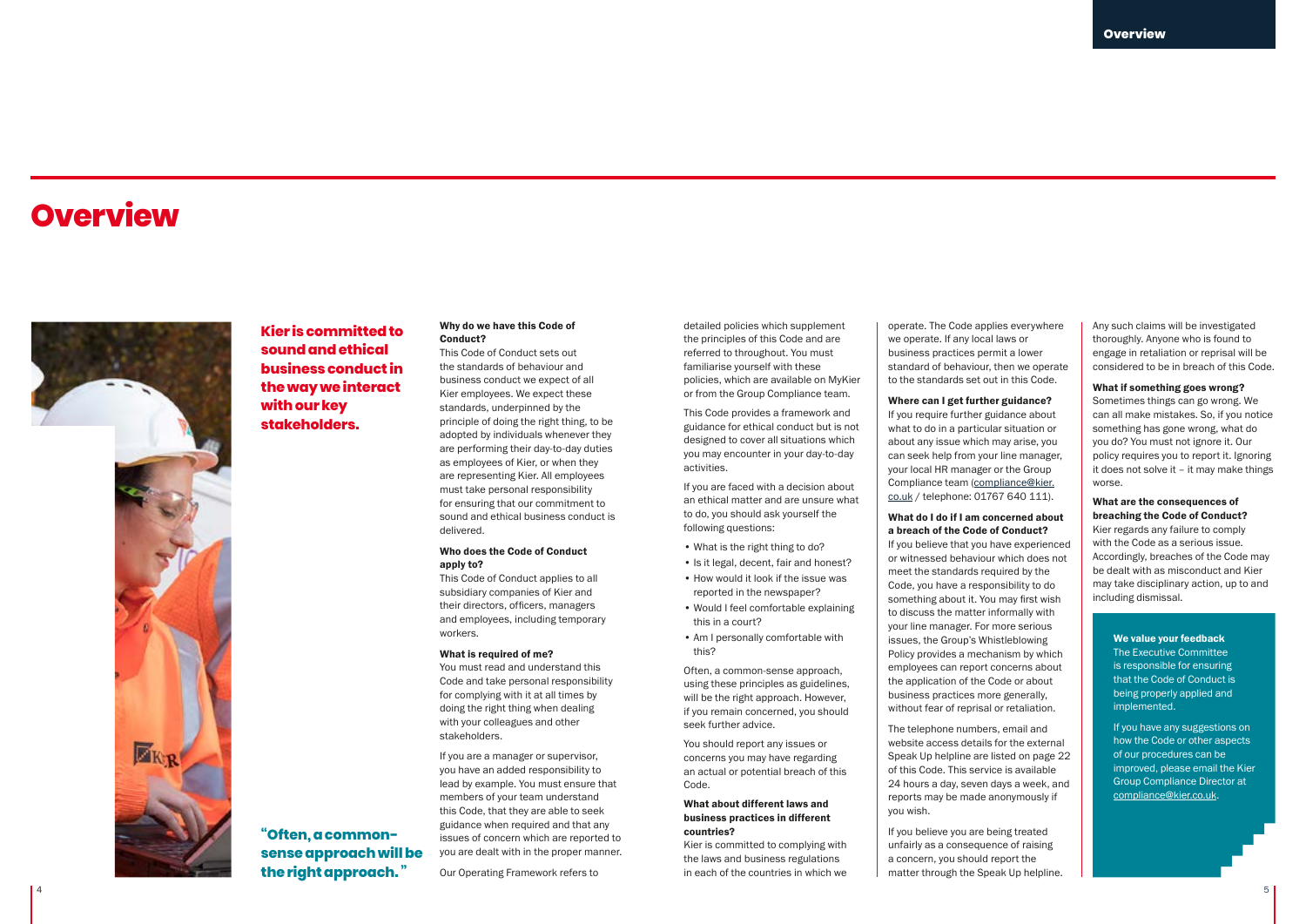# Overview

**Kier is committed to sound and ethical business conduct in the way we interact with our key stakeholders.**

### Why do we have this Code of Conduct?

This Code of Conduct sets out the standards of behaviour and business conduct we expect of all Kier employees. We expect these standards, underpinned by the principle of doing the right thing, to be adopted by individuals whenever they are performing their day-to-day duties as employees of Kier, or when they are representing Kier. All employees must take personal responsibility for ensuring that our commitment to sound and ethical business conduct is delivered.

### Who does the Code of Conduct apply to?

This Code of Conduct applies to all subsidiary companies of Kier and their directors, officers, managers and employees, including temporary workers.

### What is required of me?

You must read and understand this Code and take personal responsibility for complying with it at all times by doing the right thing when dealing with your colleagues and other stakeholders.

If you are a manager or supervisor, you have an added responsibility to lead by example. You must ensure that members of your team understand this Code, that they are able to seek guidance when required and that any issues of concern which are reported to you are dealt with in the proper manner.

Our Operating Framework refers to detailed policies which supplement the principles of this Code and are referred to throughout. You must familiarise yourself with these policies, which are available on MyKier or from the Group Compliance team.

This Code provides a framework and guidance for ethical conduct but is not designed to cover all situations which you may encounter in your day-to-day activities.

If you are faced with a decision about an ethical matter and are unsure what to do, you should ask yourself the following questions:

- What is the right thing to do?
- Is it legal, decent, fair and honest?
- How would it look if the issue was reported in the newspaper?
- Would I feel comfortable explaining this in a court?
- Am I personally comfortable with this?

Often, a common-sense approach, using these principles as guidelines, will be the right approach. However, if you remain concerned, you should seek further advice.

You should report any issues or concerns you may have regarding an actual or potential breach of this Code.

### What about different laws and business practices in different countries?

Kier is committed to complying with the laws and business regulations in each of the countries in which we operate. The Code applies everywhere we operate. If any local laws or business practices permit a lower standard of behaviour, then we operate to the standards set out in this Code.

### Where can I get further guidance?

If you require further guidance about what to do in a particular situation or about any issue which may arise, you can seek help from your line manager, your local HR manager or the Group Compliance team (compliance@kier.co.uk / telephone: 01767 640 111).

### What do I do if I am concerned about a breach of the Code of Conduct?

If you believe that you have experienced or witnessed behaviour which does not meet the standards required by the Code, you have a responsibility to do something about it. You may first wish to discuss the matter informally with your line manager. For more serious issues, the Group's Whistleblowing Policy provides a mechanism by which employees can report concerns about the application of the Code or about business practices more generally, without fear of reprisal or retaliation.

The telephone numbers, email and website access details for the external Speak Up helpline are listed on page 22 of this Code. This service is available 24 hours a day, seven days a week, and reports may be made anonymously if you wish.

If you believe you are being treated unfairly as a consequence of raising a concern, you should report the matter through the Speak Up helpline. Any such claims will be investigated thoroughly. Anyone who is found to engage in retaliation or reprisal will be considered to be in breach of this Code.

### What if something goes wrong?

Sometimes things can go wrong. We can all make mistakes. So, if you notice something has gone wrong, what do you do? You must not ignore it. Our policy requires you to report it. Ignoring it does not solve it – it may make things worse.

### What are the consequences of breaching the Code of Conduct?

Kier regards any failure to comply with the Code as a serious issue. Accordingly, breaches of the Code may be dealt with as misconduct and Kier may take disciplinary action, up to and including dismissal.

**"Often, a common-sense approach will be the right approach."**

**We value your feedback**

The Executive Committee is responsible for ensuring that the Code of Conduct is being properly applied and implemented.

If you have any suggestions on how the Code or other aspects of our procedures can be improved, please email the Kier Group Compliance Director at compliance@kier.co.uk.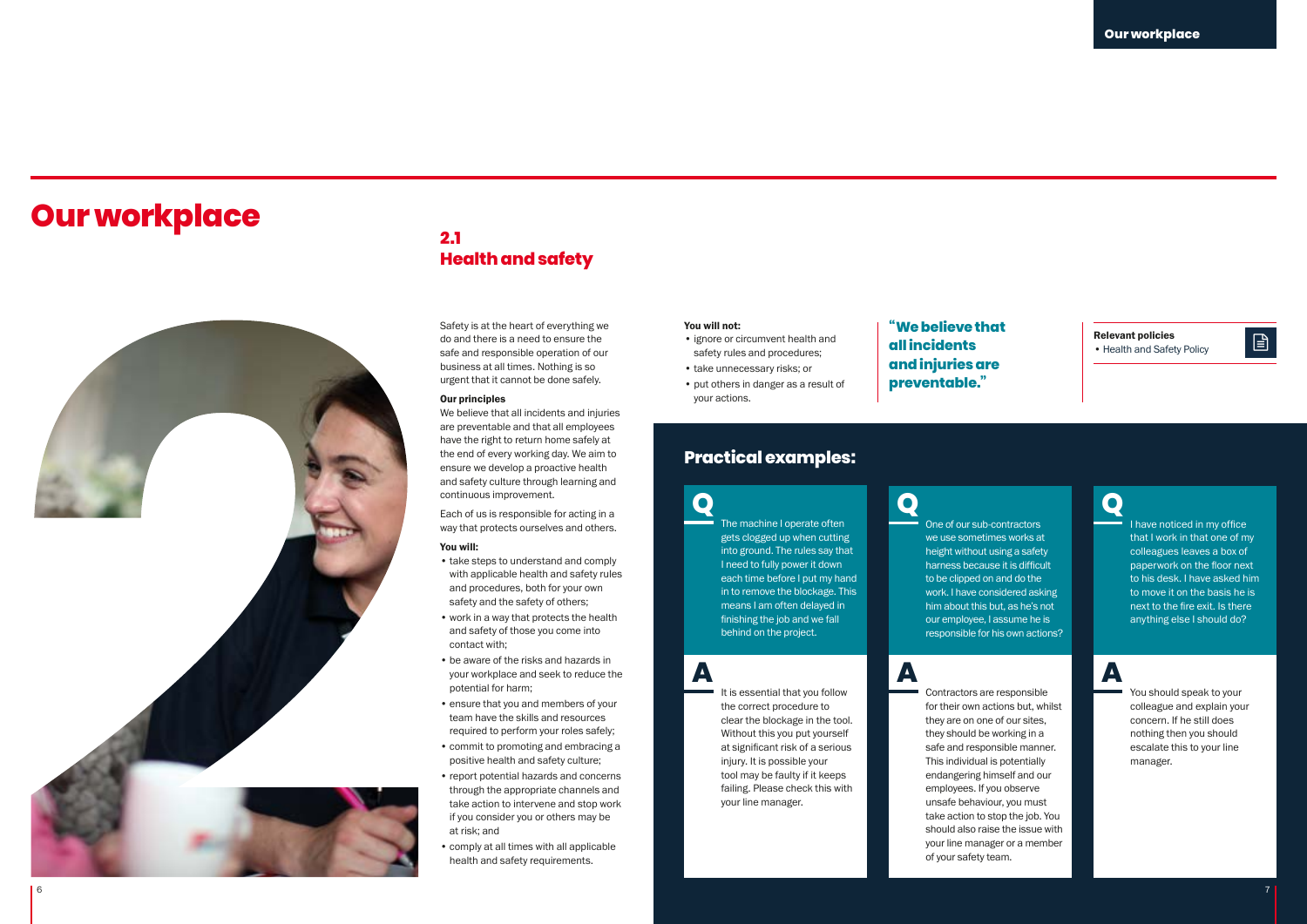# Our workplace

## 2.1 Health and safety

Safety is at the heart of everything we do and there is a need to ensure the safe and responsible operation of our business at all times. Nothing is so urgent that it cannot be done safely.

**Our principles**

We believe that all incidents and injuries are preventable and that all employees have the right to return home safely at the end of every working day. We aim to ensure we develop a proactive health and safety culture through learning and continuous improvement.

Each of us is responsible for acting in a way that protects ourselves and others.

**You will:**

- take steps to understand and comply with applicable health and safety rules and procedures, both for your own safety and the safety of others;
- work in a way that protects the health and safety of those you come into contact with;
- be aware of the risks and hazards in your workplace and seek to reduce the potential for harm;
- ensure that you and members of your team have the skills and resources required to perform your roles safely;
- commit to promoting and embracing a positive health and safety culture;
- report potential hazards and concerns through the appropriate channels and take action to intervene and stop work if you consider you or others may be at risk; and
- comply at all times with all applicable health and safety requirements.

**You will not:**

- ignore or circumvent health and safety rules and procedures;
- take unnecessary risks; or
- put others in danger as a result of your actions.

**"We believe that all incidents and injuries are preventable."**

**Relevant policies**

- Health and Safety Policy

### Practical examples:

**Q** The machine I operate often gets clogged up when cutting into ground. The rules say that I need to fully power it down each time before I put my hand in to remove the blockage. This means I am often delayed in finishing the job and we fall behind on the project.

**A** It is essential that you follow the correct procedure to clear the blockage in the tool. Without this you put yourself at significant risk of a serious injury. It is possible your tool may be faulty if it keeps failing. Please check this with your line manager.

**Q** One of our sub-contractors we use sometimes works at height without using a safety harness because it is difficult to be clipped on and do the work. I have considered asking him about this but, as he's not our employee, I assume he is responsible for his own actions?

**A** Contractors are responsible for their own actions but, whilst they are on one of our sites, they should be working in a safe and responsible manner. This individual is potentially endangering himself and our employees. If you observe unsafe behaviour, you must take action to stop the job. You should also raise the issue with your line manager or a member of your safety team.

**Q** I have noticed in my office that I work in that one of my colleagues leaves a box of paperwork on the floor next to his desk. I have asked him to move it on the basis he is next to the fire exit. Is there anything else I should do?

**A** You should speak to your colleague and explain your concern. If he still does nothing then you should escalate this to your line manager.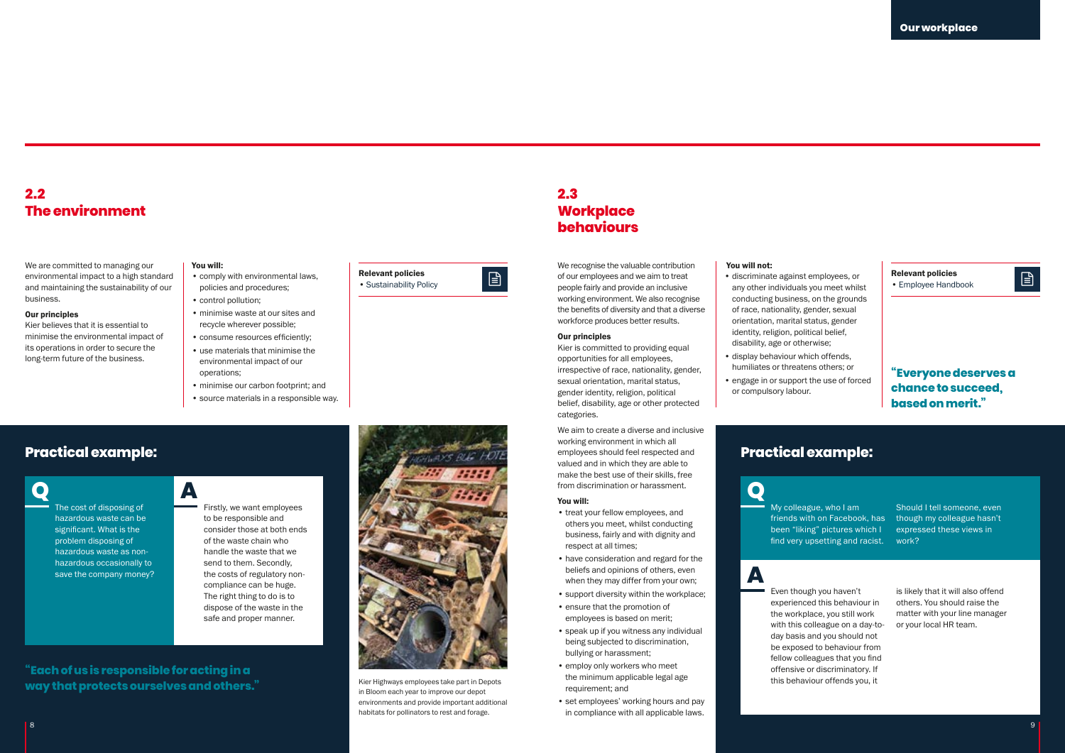## 2.2 The environment

We are committed to managing our environmental impact to a high standard and maintaining the sustainability of our business.

**Our principles**

Kier believes that it is essential to minimise the environmental impact of its operations in order to secure the long-term future of the business.

**You will:**

- comply with environmental laws, policies and procedures;
- control pollution;
- minimise waste at our sites and recycle wherever possible;
- consume resources efficiently;
- use materials that minimise the environmental impact of our operations;
- minimise our carbon footprint; and
- source materials in a responsible way.

**Relevant policies**

- Sustainability Policy

### Practical example:

**Q**

The cost of disposing of hazardous waste can be significant. What is the problem disposing of hazardous waste as non-hazardous occasionally to save the company money?

**A**

Firstly, we want employees to be responsible and consider those at both ends of the waste chain who handle the waste that we send to them. Secondly, the costs of regulatory non-compliance can be huge. The right thing to do is to dispose of the waste in the safe and proper manner.

**"Each of us is responsible for acting in a way that protects ourselves and others."**

Kier Highways employees take part in Depots in Bloom each year to improve our depot environments and provide important additional habitats for pollinators to rest and forage.

## 2.3 Workplace behaviours

We recognise the valuable contribution of our employees and we aim to treat people fairly and provide an inclusive working environment. We also recognise the benefits of diversity and that a diverse workforce produces better results.

**Our principles**

Kier is committed to providing equal opportunities for all employees, irrespective of race, nationality, gender, sexual orientation, marital status, gender identity, religion, political belief, disability, age or other protected categories.

We aim to create a diverse and inclusive working environment in which all employees should feel respected and valued and in which they are able to make the best use of their skills, free from discrimination or harassment.

**You will:**

- treat your fellow employees, and others you meet, whilst conducting business, fairly and with dignity and respect at all times;
- have consideration and regard for the beliefs and opinions of others, even when they may differ from your own;
- support diversity within the workplace;
- ensure that the promotion of employees is based on merit;
- speak up if you witness any individual being subjected to discrimination, bullying or harassment;
- employ only workers who meet the minimum applicable legal age requirement; and
- set employees' working hours and pay in compliance with all applicable laws.

**You will not:**

- discriminate against employees, or any other individuals you meet whilst conducting business, on the grounds of race, nationality, gender, sexual orientation, marital status, gender identity, religion, political belief, disability, age or otherwise;
- display behaviour which offends, humiliates or threatens others; or
- engage in or support the use of forced or compulsory labour.

**Relevant policies**

- Employee Handbook

**"Everyone deserves a chance to succeed, based on merit."**

### Practical example:

**Q**

My colleague, who I am friends with on Facebook, has been "liking" pictures which I find very upsetting and racist. Should I tell someone, even though my colleague hasn't expressed these views in work?

**A**

Even though you haven't experienced this behaviour in the workplace, you still work with this colleague on a day-to-day basis and you should not be exposed to behaviour from fellow colleagues that you find offensive or discriminatory. If this behaviour offends you, it is likely that it will also offend others. You should raise the matter with your line manager or your local HR team.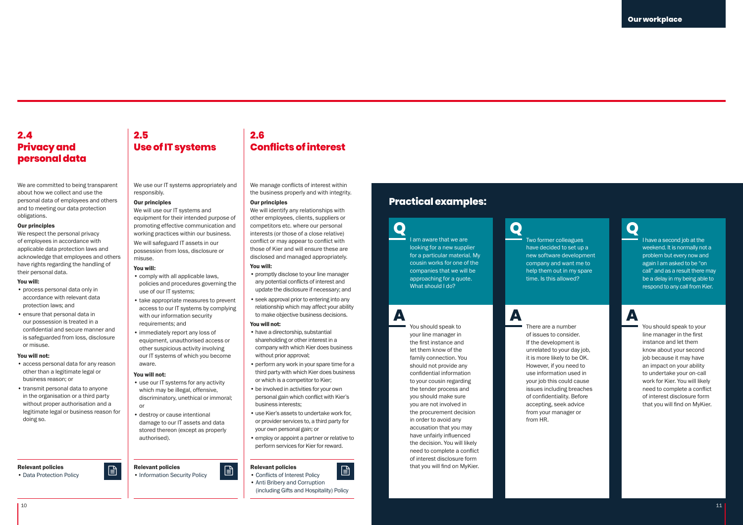## 2.4 Privacy and personal data

We are committed to being transparent about how we collect and use the personal data of employees and others and to meeting our data protection obligations.

**Our principles**

We respect the personal privacy of employees in accordance with applicable data protection laws and acknowledge that employees and others have rights regarding the handling of their personal data.

**You will:**

- process personal data only in accordance with relevant data protection laws; and
- ensure that personal data in our possession is treated in a confidential and secure manner and is safeguarded from loss, disclosure or misuse.

**You will not:**

- access personal data for any reason other than a legitimate legal or business reason; or
- transmit personal data to anyone in the organisation or a third party without proper authorisation and a legitimate legal or business reason for doing so.

**Relevant policies**

- Data Protection Policy

## 2.5 Use of IT systems

We use our IT systems appropriately and responsibly.

**Our principles**

We will use our IT systems and equipment for their intended purpose of promoting effective communication and working practices within our business.

We will safeguard IT assets in our possession from loss, disclosure or misuse.

**You will:**

- comply with all applicable laws, policies and procedures governing the use of our IT systems;
- take appropriate measures to prevent access to our IT systems by complying with our information security requirements; and
- immediately report any loss of equipment, unauthorised access or other suspicious activity involving our IT systems of which you become aware.

**You will not:**

- use our IT systems for any activity which may be illegal, offensive, discriminatory, unethical or immoral; or
- destroy or cause intentional damage to our IT assets and data stored thereon (except as properly authorised).

**Relevant policies**

- Information Security Policy

## 2.6 Conflicts of interest

We manage conflicts of interest within the business properly and with integrity.

**Our principles**

We will identify any relationships with other employees, clients, suppliers or competitors etc. where our personal interests (or those of a close relative) conflict or may appear to conflict with those of Kier and will ensure these are disclosed and managed appropriately.

**You will:**

- promptly disclose to your line manager any potential conflicts of interest and update the disclosure if necessary; and
- seek approval prior to entering into any relationship which may affect your ability to make objective business decisions.

**You will not:**

- have a directorship, substantial shareholding or other interest in a company with which Kier does business without prior approval;
- perform any work in your spare time for a third party with which Kier does business or which is a competitor to Kier;
- be involved in activities for your own personal gain which conflict with Kier's business interests;
- use Kier's assets to undertake work for, or provider services to, a third party for your own personal gain; or
- employ or appoint a partner or relative to perform services for Kier for reward.

**Relevant policies**

- Conflicts of Interest Policy
- Anti Bribery and Corruption (including Gifts and Hospitality) Policy

## Practical examples:

**Q** I am aware that we are looking for a new supplier for a particular material. My cousin works for one of the companies that we will be approaching for a quote. What should I do?

**A** You should speak to your line manager in the first instance and let them know of the family connection. You should not provide any confidential information to your cousin regarding the tender process and you should make sure you are not involved in the procurement decision in order to avoid any accusation that you may have unfairly influenced the decision. You will likely need to complete a conflict of interest disclosure form that you will find on MyKier.

**Q** Two former colleagues have decided to set up a new software development company and want me to help them out in my spare time. Is this allowed?

**A** There are a number of issues to consider. If the development is unrelated to your day job, it is more likely to be OK. However, if you need to use information used in your job this could cause issues including breaches of confidentiality. Before accepting, seek advice from your manager or from HR.

**Q** I have a second job at the weekend. It is normally not a problem but every now and again I am asked to be "on call" and as a result there may be a delay in my being able to respond to any call from Kier.

**A** You should speak to your line manager in the first instance and let them know about your second job because it may have an impact on your ability to undertake your on-call work for Kier. You will likely need to complete a conflict of interest disclosure form that you will find on MyKier.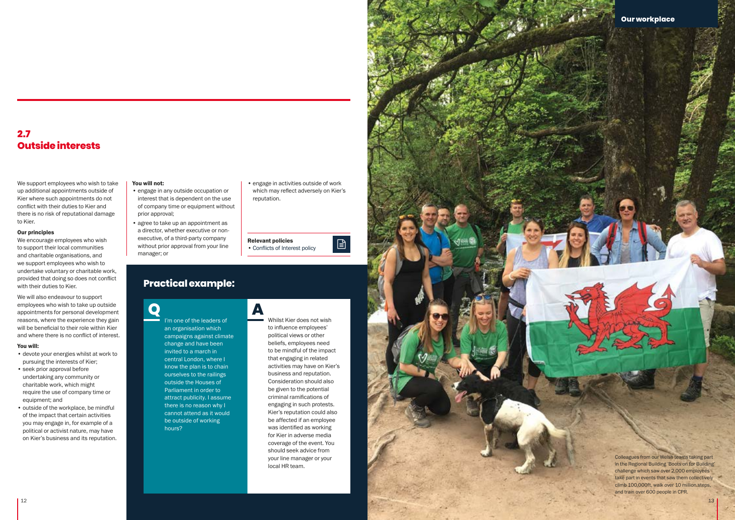## 2.7
## Outside interests

We support employees who wish to take up additional appointments outside of Kier where such appointments do not conflict with their duties to Kier and there is no risk of reputational damage to Kier.

**Our principles**

We encourage employees who wish to support their local communities and charitable organisations, and we support employees who wish to undertake voluntary or charitable work, provided that doing so does not conflict with their duties to Kier.

We will also endeavour to support employees who wish to take up outside appointments for personal development reasons, where the experience they gain will be beneficial to their role within Kier and where there is no conflict of interest.

**You will:**

- devote your energies whilst at work to pursuing the interests of Kier;
- seek prior approval before undertaking any community or charitable work, which might require the use of company time or equipment; and
- outside of the workplace, be mindful of the impact that certain activities you may engage in, for example of a political or activist nature, may have on Kier's business and its reputation.

**You will not:**

- engage in any outside occupation or interest that is dependent on the use of company time or equipment without prior approval;
- agree to take up an appointment as a director, whether executive or non-executive, of a third-party company without prior approval from your line manager; or
- engage in activities outside of work which may reflect adversely on Kier's reputation.

**Relevant policies**

- Conflicts of Interest policy

### Practical example:

**Q**

I'm one of the leaders of an organisation which campaigns against climate change and have been invited to a march in central London, where I know the plan is to chain ourselves to the railings outside the Houses of Parliament in order to attract publicity. I assume there is no reason why I cannot attend as it would be outside of working hours?

**A**

Whilst Kier does not wish to influence employees' political views or other beliefs, employees need to be mindful of the impact that engaging in related activities may have on Kier's business and reputation. Consideration should also be given to the potential criminal ramifications of engaging in such protests. Kier's reputation could also be affected if an employee was identified as working for Kier in adverse media coverage of the event. You should seek advice from your line manager or your local HR team.

Colleagues from our Welsh teams taking part in the Regional Building 'Boots on for Building' challenge which saw over 2,000 employees take part in events that saw them collectively climb 100,000ft, walk over 10 million steps, and train over 600 people in CPR.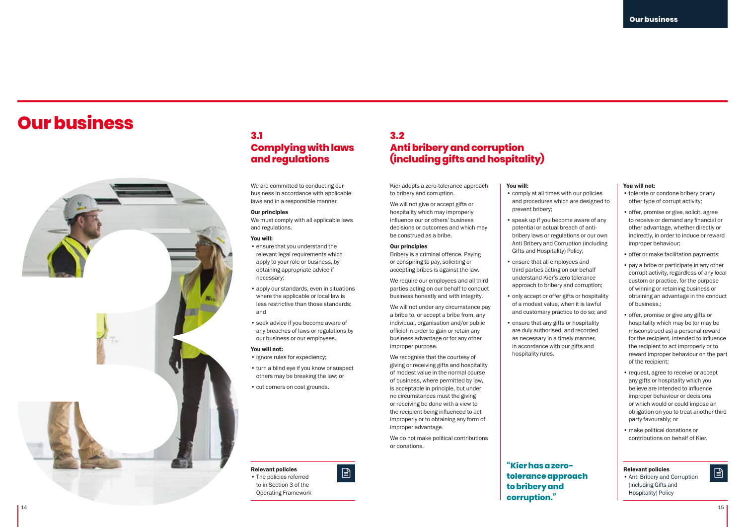# Our business

## 3.1 Complying with laws and regulations

We are committed to conducting our business in accordance with applicable laws and in a responsible manner.

**Our principles**

We must comply with all applicable laws and regulations.

**You will:**

- ensure that you understand the relevant legal requirements which apply to your role or business, by obtaining appropriate advice if necessary;
- apply our standards, even in situations where the applicable or local law is less restrictive than those standards; and
- seek advice if you become aware of any breaches of laws or regulations by our business or our employees.

**You will not:**

- ignore rules for expediency;
- turn a blind eye if you know or suspect others may be breaking the law; or
- cut corners on cost grounds.

**Relevant policies**

- The policies referred to in Section 3 of the Operating Framework

## 3.2 Anti bribery and corruption (including gifts and hospitality)

Kier adopts a zero-tolerance approach to bribery and corruption.

We will not give or accept gifts or hospitality which may improperly influence our or others' business decisions or outcomes and which may be construed as a bribe.

**Our principles**

Bribery is a criminal offence. Paying or conspiring to pay, soliciting or accepting bribes is against the law.

We require our employees and all third parties acting on our behalf to conduct business honestly and with integrity.

We will not under any circumstance pay a bribe to, or accept a bribe from, any individual, organisation and/or public official in order to gain or retain any business advantage or for any other improper purpose.

We recognise that the courtesy of giving or receiving gifts and hospitality of modest value in the normal course of business, where permitted by law, is acceptable in principle, but under no circumstances must the giving or receiving be done with a view to the recipient being influenced to act improperly or to obtaining any form of improper advantage.

We do not make political contributions or donations.

**You will:**

- comply at all times with our policies and procedures which are designed to prevent bribery;
- speak up if you become aware of any potential or actual breach of anti-bribery laws or regulations or our own Anti Bribery and Corruption (including Gifts and Hospitality) Policy;
- ensure that all employees and third parties acting on our behalf understand Kier's zero tolerance approach to bribery and corruption;
- only accept or offer gifts or hospitality of a modest value, when it is lawful and customary practice to do so; and
- ensure that any gifts or hospitality are duly authorised, and recorded as necessary in a timely manner, in accordance with our gifts and hospitality rules.

"Kier has a zero-tolerance approach to bribery and corruption."

**You will not:**

- tolerate or condone bribery or any other type of corrupt activity;
- offer, promise or give, solicit, agree to receive or demand any financial or other advantage, whether directly or indirectly, in order to induce or reward improper behaviour;
- offer or make facilitation payments;
- pay a bribe or participate in any other corrupt activity, regardless of any local custom or practice, for the purpose of winning or retaining business or obtaining an advantage in the conduct of business.;
- offer, promise or give any gifts or hospitality which may be (or may be misconstrued as) a personal reward for the recipient, intended to influence the recipient to act improperly or to reward improper behaviour on the part of the recipient;
- request, agree to receive or accept any gifts or hospitality which you believe are intended to influence improper behaviour or decisions or which would or could impose an obligation on you to treat another third party favourably; or
- make political donations or contributions on behalf of Kier.

**Relevant policies**

- Anti Bribery and Corruption (including Gifts and Hospitality) Policy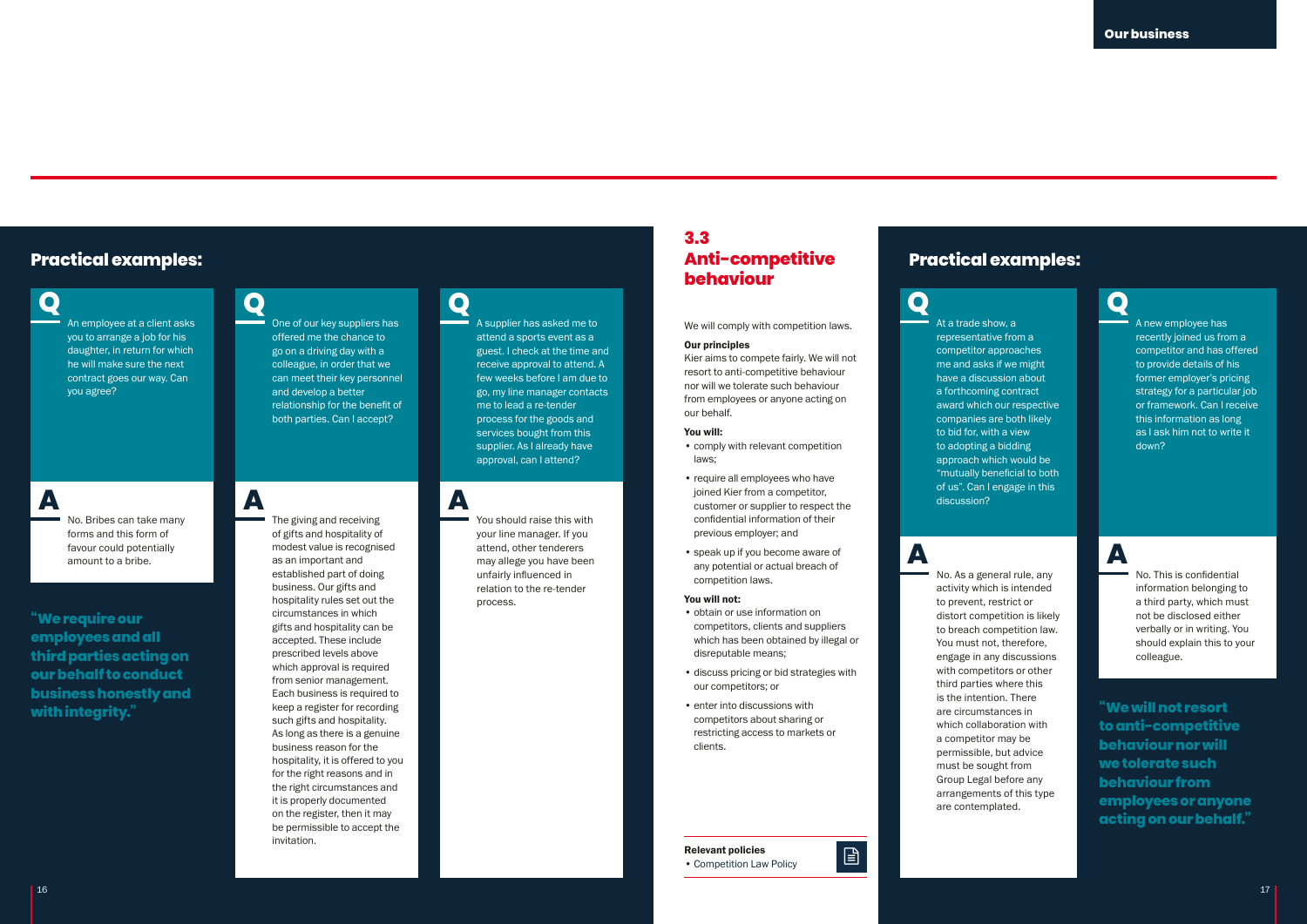## Practical examples:

**Q**

An employee at a client asks you to arrange a job for his daughter, in return for which he will make sure the next contract goes our way. Can you agree?

**A**

No. Bribes can take many forms and this form of favour could potentially amount to a bribe.

**Q**

One of our key suppliers has offered me the chance to go on a driving day with a colleague, in order that we can meet their key personnel and develop a better relationship for the benefit of both parties. Can I accept?

**A**

The giving and receiving of gifts and hospitality of modest value is recognised as an important and established part of doing business. Our gifts and hospitality rules set out the circumstances in which gifts and hospitality can be accepted. These include prescribed levels above which approval is required from senior management. Each business is required to keep a register for recording such gifts and hospitality. As long as there is a genuine business reason for the hospitality, it is offered to you for the right reasons and in the right circumstances and it is properly documented on the register, then it may be permissible to accept the invitation.

**Q**

A supplier has asked me to attend a sports event as a guest. I check at the time and receive approval to attend. A few weeks before I am due to go, my line manager contacts me to lead a re-tender process for the goods and services bought from this supplier. As I already have approval, can I attend?

**A**

You should raise this with your line manager. If you attend, other tenderers may allege you have been unfairly influenced in relation to the re-tender process.

**"We require our employees and all third parties acting on our behalf to conduct business honestly and with integrity."**

## 3.3 Anti-competitive behaviour

We will comply with competition laws.

**Our principles**

Kier aims to compete fairly. We will not resort to anti-competitive behaviour nor will we tolerate such behaviour from employees or anyone acting on our behalf.

**You will:**

- comply with relevant competition laws;
- require all employees who have joined Kier from a competitor, customer or supplier to respect the confidential information of their previous employer; and
- speak up if you become aware of any potential or actual breach of competition laws.

**You will not:**

- obtain or use information on competitors, clients and suppliers which has been obtained by illegal or disreputable means;
- discuss pricing or bid strategies with our competitors; or
- enter into discussions with competitors about sharing or restricting access to markets or clients.

**Relevant policies**

- Competition Law Policy

## Practical examples:

**Q**

At a trade show, a representative from a competitor approaches me and asks if we might have a discussion about a forthcoming contract award which our respective companies are both likely to bid for, with a view to adopting a bidding approach which would be "mutually beneficial to both of us". Can I engage in this discussion?

**A**

No. As a general rule, any activity which is intended to prevent, restrict or distort competition is likely to breach competition law. You must not, therefore, engage in any discussions with competitors or other third parties where this is the intention. There are circumstances in which collaboration with a competitor may be permissible, but advice must be sought from Group Legal before any arrangements of this type are contemplated.

**Q**

A new employee has recently joined us from a competitor and has offered to provide details of his former employer's pricing strategy for a particular job or framework. Can I receive this information as long as I ask him not to write it down?

**A**

No. This is confidential information belonging to a third party, which must not be disclosed either verbally or in writing. You should explain this to your colleague.

**"We will not resort to anti-competitive behaviour nor will we tolerate such behaviour from employees or anyone acting on our behalf."**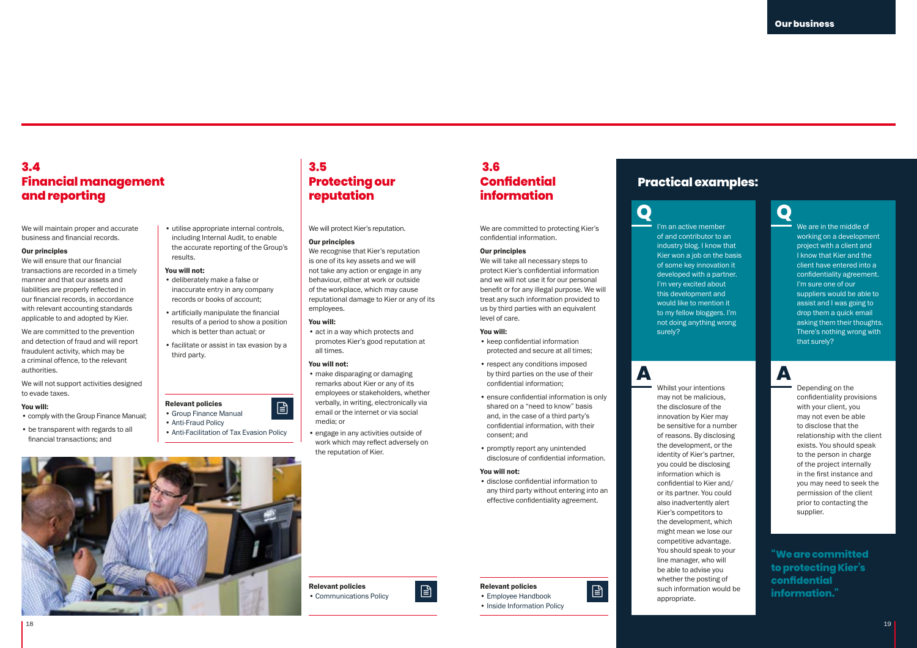## 3.4 Financial management and reporting

We will maintain proper and accurate business and financial records.

**Our principles**

We will ensure that our financial transactions are recorded in a timely manner and that our assets and liabilities are properly reflected in our financial records, in accordance with relevant accounting standards applicable to and adopted by Kier.

We are committed to the prevention and detection of fraud and will report fraudulent activity, which may be a criminal offence, to the relevant authorities.

We will not support activities designed to evade taxes.

**You will:**

- comply with the Group Finance Manual;
- be transparent with regards to all financial transactions; and
- utilise appropriate internal controls, including Internal Audit, to enable the accurate reporting of the Group's results.

**You will not:**

- deliberately make a false or inaccurate entry in any company records or books of account;
- artificially manipulate the financial results of a period to show a position which is better than actual; or
- facilitate or assist in tax evasion by a third party.

**Relevant policies**

- Group Finance Manual
- Anti-Fraud Policy
- Anti-Facilitation of Tax Evasion Policy

## 3.5 Protecting our reputation

We will protect Kier's reputation.

**Our principles**

We recognise that Kier's reputation is one of its key assets and we will not take any action or engage in any behaviour, either at work or outside of the workplace, which may cause reputational damage to Kier or any of its employees.

**You will:**

- act in a way which protects and promotes Kier's good reputation at all times.

**You will not:**

- make disparaging or damaging remarks about Kier or any of its employees or stakeholders, whether verbally, in writing, electronically via email or the internet or via social media; or
- engage in any activities outside of work which may reflect adversely on the reputation of Kier.

**Relevant policies**

- Communications Policy

## 3.6 Confidential information

We are committed to protecting Kier's confidential information.

**Our principles**

We will take all necessary steps to protect Kier's confidential information and we will not use it for our personal benefit or for any illegal purpose. We will treat any such information provided to us by third parties with an equivalent level of care.

**You will:**

- keep confidential information protected and secure at all times;
- respect any conditions imposed by third parties on the use of their confidential information;
- ensure confidential information is only shared on a "need to know" basis and, in the case of a third party's confidential information, with their consent; and
- promptly report any unintended disclosure of confidential information.

**You will not:**

- disclose confidential information to any third party without entering into an effective confidentiality agreement.

**Relevant policies**

- Employee Handbook
- Inside Information Policy

## Practical examples:

**Q** I'm an active member of and contributor to an industry blog. I know that Kier won a job on the basis of some key innovation it developed with a partner. I'm very excited about this development and would like to mention it to my fellow bloggers. I'm not doing anything wrong surely?

**A** Whilst your intentions may not be malicious, the disclosure of the innovation by Kier may be sensitive for a number of reasons. By disclosing the development, or the identity of Kier's partner, you could be disclosing information which is confidential to Kier and/or its partner. You could also inadvertently alert Kier's competitors to the development, which might mean we lose our competitive advantage. You should speak to your line manager, who will be able to advise you whether the posting of such information would be appropriate.

**Q** We are in the middle of working on a development project with a client and I know that Kier and the client have entered into a confidentiality agreement. I'm sure one of our suppliers would be able to assist and I was going to drop them a quick email asking them their thoughts. There's nothing wrong with that surely?

**A** Depending on the confidentiality provisions with your client, you may not even be able to disclose that the relationship with the client exists. You should speak to the person in charge of the project internally in the first instance and you may need to seek the permission of the client prior to contacting the supplier.

"We are committed to protecting Kier's confidential information."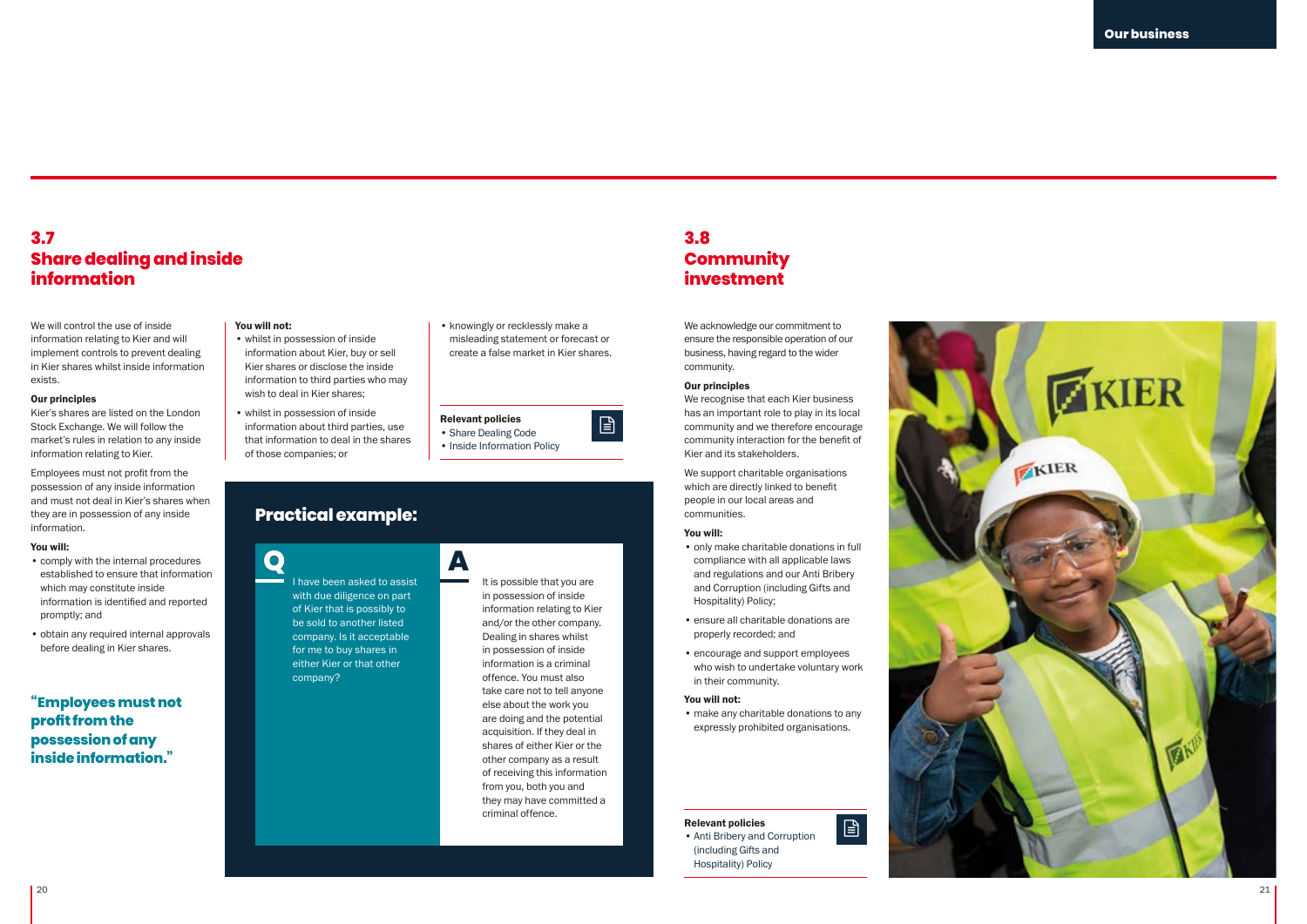## 3.7 Share dealing and inside information

We will control the use of inside information relating to Kier and will implement controls to prevent dealing in Kier shares whilst inside information exists.

**Our principles**

Kier's shares are listed on the London Stock Exchange. We will follow the market's rules in relation to any inside information relating to Kier.

Employees must not profit from the possession of any inside information and must not deal in Kier's shares when they are in possession of any inside information.

**You will:**

- comply with the internal procedures established to ensure that information which may constitute inside information is identified and reported promptly; and
- obtain any required internal approvals before dealing in Kier shares.

**"Employees must not profit from the possession of any inside information."**

**You will not:**

- whilst in possession of inside information about Kier, buy or sell Kier shares or disclose the inside information to third parties who may wish to deal in Kier shares;
- whilst in possession of inside information about third parties, use that information to deal in the shares of those companies; or
- knowingly or recklessly make a misleading statement or forecast or create a false market in Kier shares.

**Relevant policies**

- Share Dealing Code
- Inside Information Policy

### Practical example:

**Q**

I have been asked to assist with due diligence on part of Kier that is possibly to be sold to another listed company. Is it acceptable for me to buy shares in either Kier or that other company?

**A**

It is possible that you are in possession of inside information relating to Kier and/or the other company. Dealing in shares whilst in possession of inside information is a criminal offence. You must also take care not to tell anyone else about the work you are doing and the potential acquisition. If they deal in shares of either Kier or the other company as a result of receiving this information from you, both you and they may have committed a criminal offence.

## 3.8 Community investment

We acknowledge our commitment to ensure the responsible operation of our business, having regard to the wider community.

**Our principles**

We recognise that each Kier business has an important role to play in its local community and we therefore encourage community interaction for the benefit of Kier and its stakeholders.

We support charitable organisations which are directly linked to benefit people in our local areas and communities.

**You will:**

- only make charitable donations in full compliance with all applicable laws and regulations and our Anti Bribery and Corruption (including Gifts and Hospitality) Policy;
- ensure all charitable donations are properly recorded; and
- encourage and support employees who wish to undertake voluntary work in their community.

**You will not:**

- make any charitable donations to any expressly prohibited organisations.

**Relevant policies**

- Anti Bribery and Corruption (including Gifts and Hospitality) Policy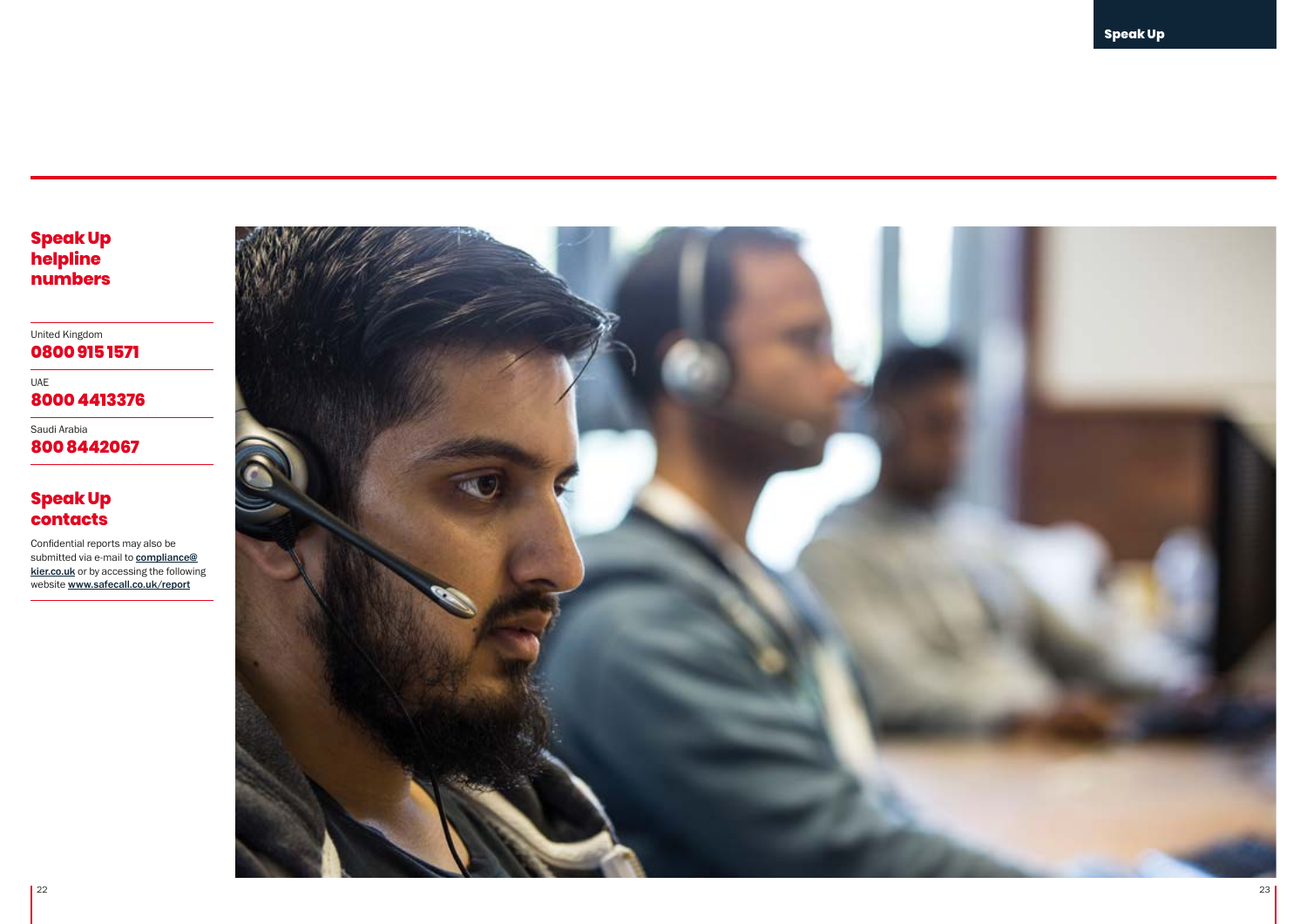## Speak Up helpline numbers

United Kingdom
**0800 915 1571**

UAE
**8000 4413376**

Saudi Arabia
**800 8442067**

## Speak Up contacts

Confidential reports may also be submitted via e-mail to **compliance@kier.co.uk** or by accessing the following website **www.safecall.co.uk/report**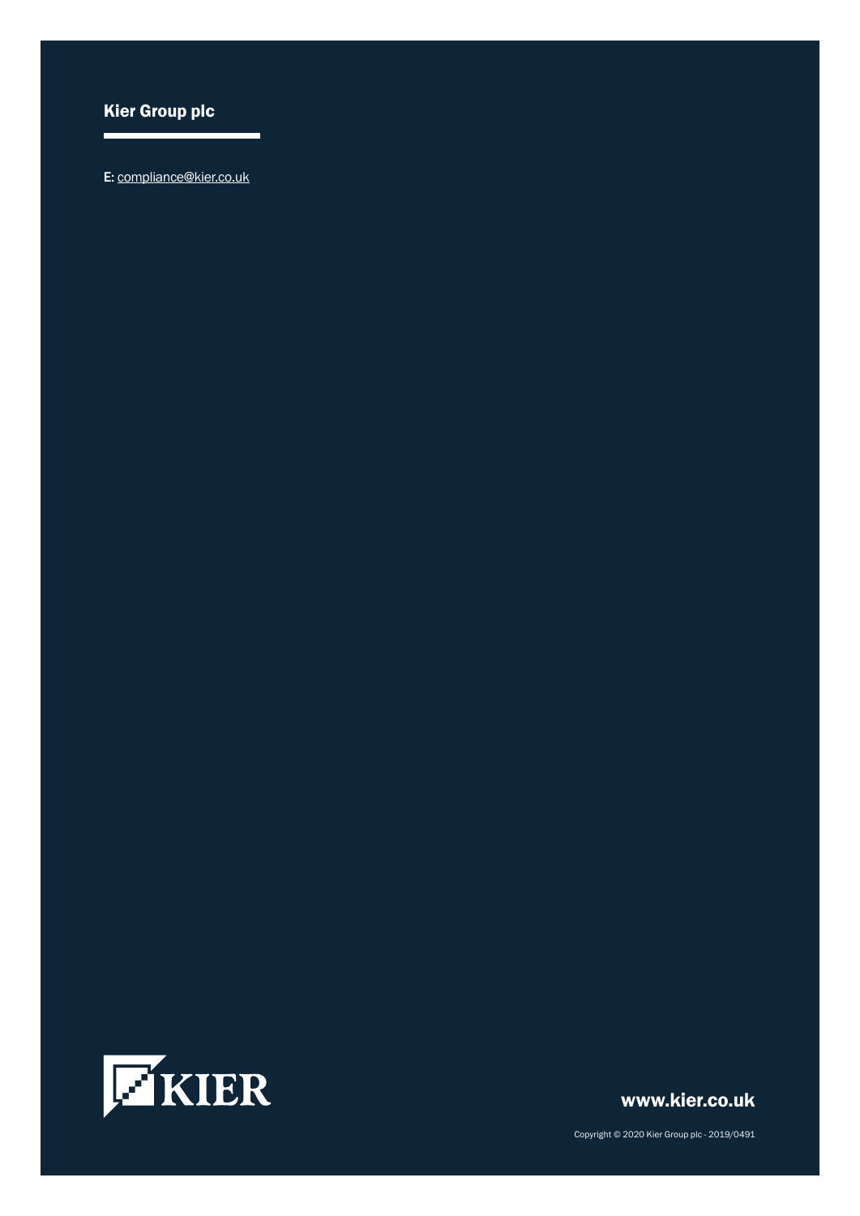**Kier Group plc**

E: compliance@kier.co.uk

KIER

**www.kier.co.uk**

Copyright © 2020 Kier Group plc - 2019/0491